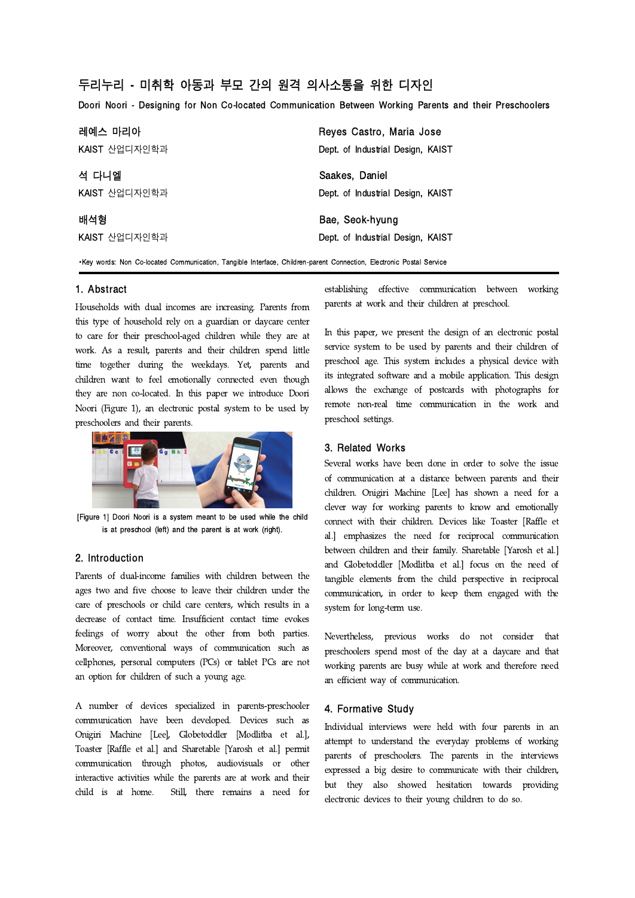# 두리누리 - 미취학 아동과 부모 간의 원격 의사소통을 위한 디자인

Doori Noori - Designing for Non Co-located Communication Between Working Parents and their Preschoolers

| | |
|---|---|
| 레예스 마리아 | Reyes Castro, Maria Jose |
| KAIST 산업디자인학과 | Dept. of Industrial Design, KAIST |
| 석 다니엘 | Saakes, Daniel |
| KAIST 산업디자인학과 | Dept. of Industrial Design, KAIST |
| 배석형 | Bae, Seok-hyung |
| KAIST 산업디자인학과 | Dept. of Industrial Design, KAIST |

•Key words: Non Co-located Communication, Tangible Interface, Children-parent Connection, Electronic Postal Service

## 1. Abstract

Households with dual incomes are increasing. Parents from this type of household rely on a guardian or daycare center to care for their preschool-aged children while they are at work. As a result, parents and their children spend little time together during the weekdays. Yet, parents and children want to feel emotionally connected even though they are non co-located. In this paper we introduce Doori Noori (Figure 1), an electronic postal system to be used by preschoolers and their parents.

[Figure 1] Doori Noori is a system meant to be used while the child is at preschool (left) and the parent is at work (right).

## 2. Introduction

Parents of dual-income families with children between the ages two and five choose to leave their children under the care of preschools or child care centers, which results in a decrease of contact time. Insufficient contact time evokes feelings of worry about the other from both parties. Moreover, conventional ways of communication such as cellphones, personal computers (PCs) or tablet PCs are not an option for children of such a young age.

A number of devices specialized in parents-preschooler communication have been developed. Devices such as Onigiri Machine [Lee], Globetoddler [Modlitba et al.], Toaster [Raffle et al.] and Sharetable [Yarosh et al.] permit communication through photos, audiovisuals or other interactive activities while the parents are at work and their child is at home. Still, there remains a need for establishing effective communication between working parents at work and their children at preschool.

In this paper, we present the design of an electronic postal service system to be used by parents and their children of preschool age. This system includes a physical device with its integrated software and a mobile application. This design allows the exchange of postcards with photographs for remote non-real time communication in the work and preschool settings.

## 3. Related Works

Several works have been done in order to solve the issue of communication at a distance between parents and their children. Onigiri Machine [Lee] has shown a need for a clever way for working parents to know and emotionally connect with their children. Devices like Toaster [Raffle et al.] emphasizes the need for reciprocal communication between children and their family. Sharetable [Yarosh et al.] and Globetoddler [Modlitba et al.] focus on the need of tangible elements from the child perspective in reciprocal communication, in order to keep them engaged with the system for long-term use.

Nevertheless, previous works do not consider that preschoolers spend most of the day at a daycare and that working parents are busy while at work and therefore need an efficient way of communication.

## 4. Formative Study

Individual interviews were held with four parents in an attempt to understand the everyday problems of working parents of preschoolers. The parents in the interviews expressed a big desire to communicate with their children, but they also showed hesitation towards providing electronic devices to their young children to do so.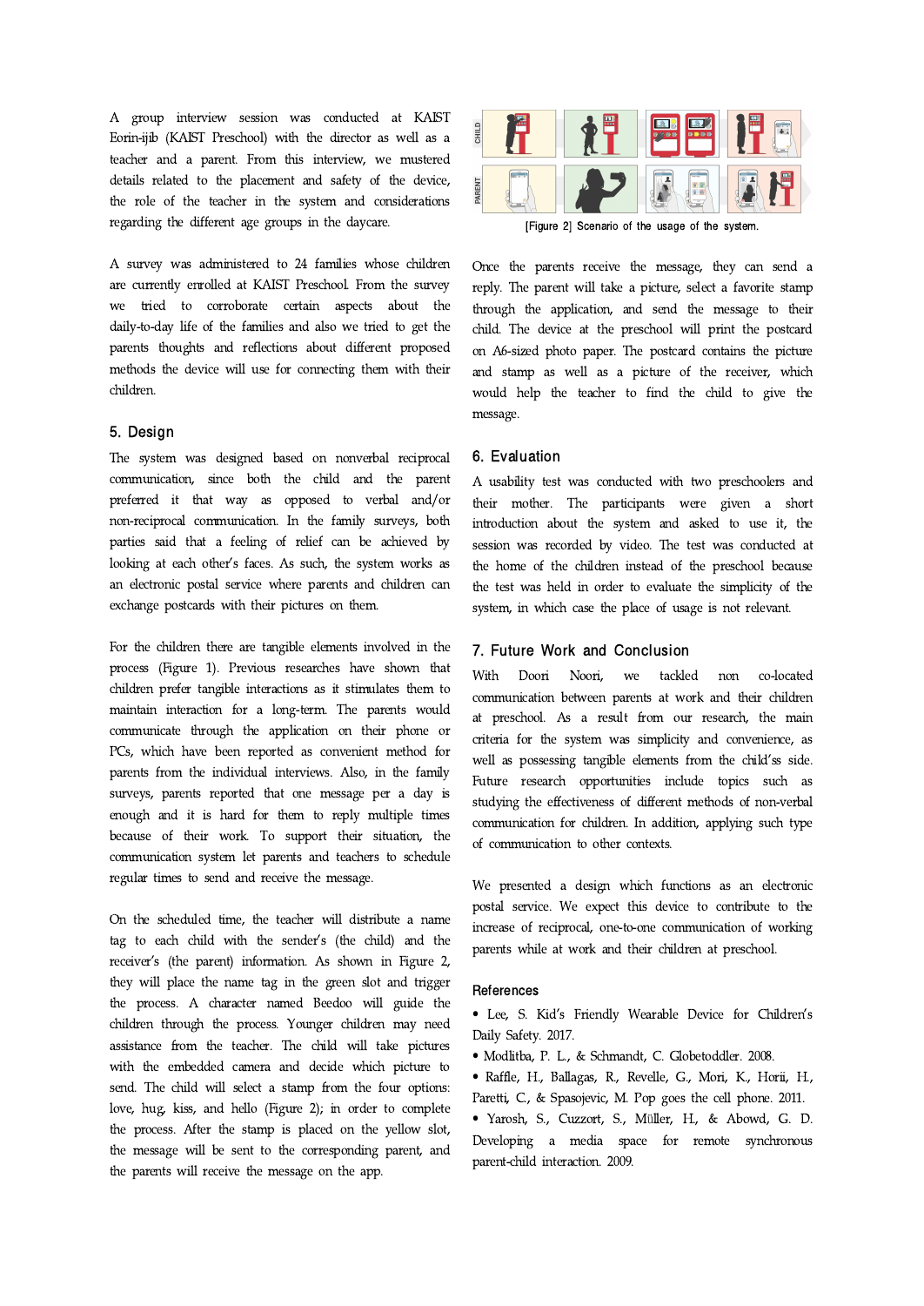A group interview session was conducted at KAIST Eorin-ijib (KAIST Preschool) with the director as well as a teacher and a parent. From this interview, we mustered details related to the placement and safety of the device, the role of the teacher in the system and considerations regarding the different age groups in the daycare.

A survey was administered to 24 families whose children are currently enrolled at KAIST Preschool. From the survey we tried to corroborate certain aspects about the daily-to-day life of the families and also we tried to get the parents thoughts and reflections about different proposed methods the device will use for connecting them with their children.

## 5. Design

The system was designed based on nonverbal reciprocal communication, since both the child and the parent preferred it that way as opposed to verbal and/or non-reciprocal communication. In the family surveys, both parties said that a feeling of relief can be achieved by looking at each other's faces. As such, the system works as an electronic postal service where parents and children can exchange postcards with their pictures on them.

For the children there are tangible elements involved in the process (Figure 1). Previous researches have shown that children prefer tangible interactions as it stimulates them to maintain interaction for a long-term. The parents would communicate through the application on their phone or PCs, which have been reported as convenient method for parents from the individual interviews. Also, in the family surveys, parents reported that one message per a day is enough and it is hard for them to reply multiple times because of their work. To support their situation, the communication system let parents and teachers to schedule regular times to send and receive the message.

On the scheduled time, the teacher will distribute a name tag to each child with the sender's (the child) and the receiver's (the parent) information. As shown in Figure 2, they will place the name tag in the green slot and trigger the process. A character named Beedoo will guide the children through the process. Younger children may need assistance from the teacher. The child will take pictures with the embedded camera and decide which picture to send. The child will select a stamp from the four options: love, hug, kiss, and hello (Figure 2); in order to complete the process. After the stamp is placed on the yellow slot, the message will be sent to the corresponding parent, and the parents will receive the message on the app.

CHILD

PARENT

[Figure 2] Scenario of the usage of the system.

Once the parents receive the message, they can send a reply. The parent will take a picture, select a favorite stamp through the application, and send the message to their child. The device at the preschool will print the postcard on A6-sized photo paper. The postcard contains the picture and stamp as well as a picture of the receiver, which would help the teacher to find the child to give the message.

## 6. Evaluation

A usability test was conducted with two preschoolers and their mother. The participants were given a short introduction about the system and asked to use it, the session was recorded by video. The test was conducted at the home of the children instead of the preschool because the test was held in order to evaluate the simplicity of the system, in which case the place of usage is not relevant.

## 7. Future Work and Conclusion

With Doori Noori, we tackled non co-located communication between parents at work and their children at preschool. As a result from our research, the main criteria for the system was simplicity and convenience, as well as possessing tangible elements from the child'ss side. Future research opportunities include topics such as studying the effectiveness of different methods of non-verbal communication for children. In addition, applying such type of communication to other contexts.

We presented a design which functions as an electronic postal service. We expect this device to contribute to the increase of reciprocal, one-to-one communication of working parents while at work and their children at preschool.

### References

- Lee, S. Kid's Friendly Wearable Device for Children's Daily Safety. 2017.
- Modlitba, P. L., & Schmandt, C. Globetoddler. 2008.
- Raffle, H., Ballagas, R., Revelle, G., Mori, K., Horii, H., Paretti, C., & Spasojevic, M. Pop goes the cell phone. 2011.
- Yarosh, S., Cuzzort, S., Müller, H., & Abowd, G. D. Developing a media space for remote synchronous parent-child interaction. 2009.